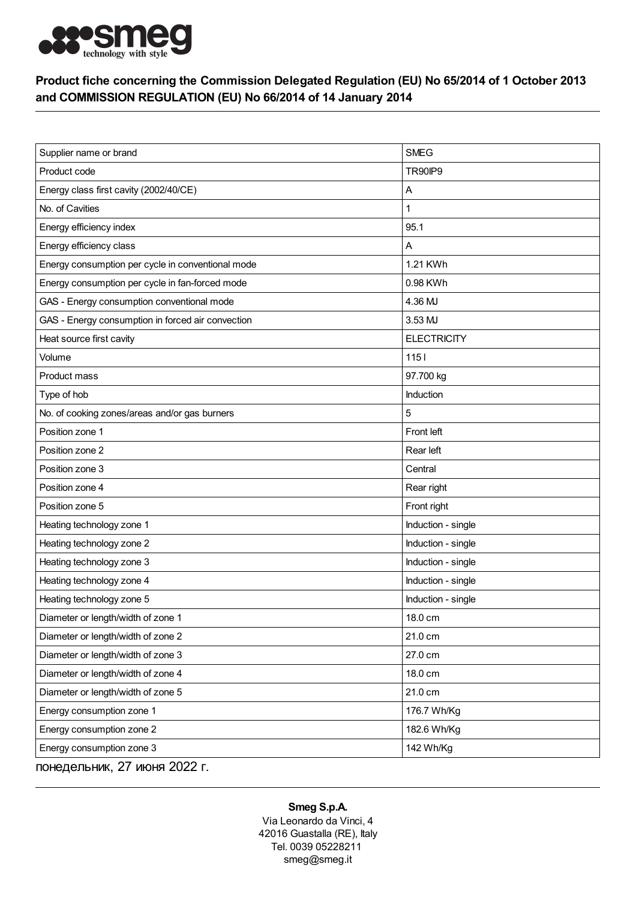## Product fiche concerning the Commission Delegated Regulation (EU) No 65/2014 of 1 October 2013 and COMMISSION REGULATION (EU) No 66/2014 of 14 January 2014

| | |
|---|---|
| Supplier name or brand | SMEG |
| Product code | TR90IP9 |
| Energy class first cavity (2002/40/CE) | A |
| No. of Cavities | 1 |
| Energy efficiency index | 95.1 |
| Energy efficiency class | A |
| Energy consumption per cycle in conventional mode | 1.21 KWh |
| Energy consumption per cycle in fan-forced mode | 0.98 KWh |
| GAS - Energy consumption conventional mode | 4.36 MJ |
| GAS - Energy consumption in forced air convection | 3.53 MJ |
| Heat source first cavity | ELECTRICITY |
| Volume | 115 l |
| Product mass | 97.700 kg |
| Type of hob | Induction |
| No. of cooking zones/areas and/or gas burners | 5 |
| Position zone 1 | Front left |
| Position zone 2 | Rear left |
| Position zone 3 | Central |
| Position zone 4 | Rear right |
| Position zone 5 | Front right |
| Heating technology zone 1 | Induction - single |
| Heating technology zone 2 | Induction - single |
| Heating technology zone 3 | Induction - single |
| Heating technology zone 4 | Induction - single |
| Heating technology zone 5 | Induction - single |
| Diameter or length/width of zone 1 | 18.0 cm |
| Diameter or length/width of zone 2 | 21.0 cm |
| Diameter or length/width of zone 3 | 27.0 cm |
| Diameter or length/width of zone 4 | 18.0 cm |
| Diameter or length/width of zone 5 | 21.0 cm |
| Energy consumption zone 1 | 176.7 Wh/Kg |
| Energy consumption zone 2 | 182.6 Wh/Kg |
| Energy consumption zone 3 | 142 Wh/Kg |

понедельник, 27 июня 2022 г.

**Smeg S.p.A.**
Via Leonardo da Vinci, 4
42016 Guastalla (RE), Italy
Tel. 0039 05228211
smeg@smeg.it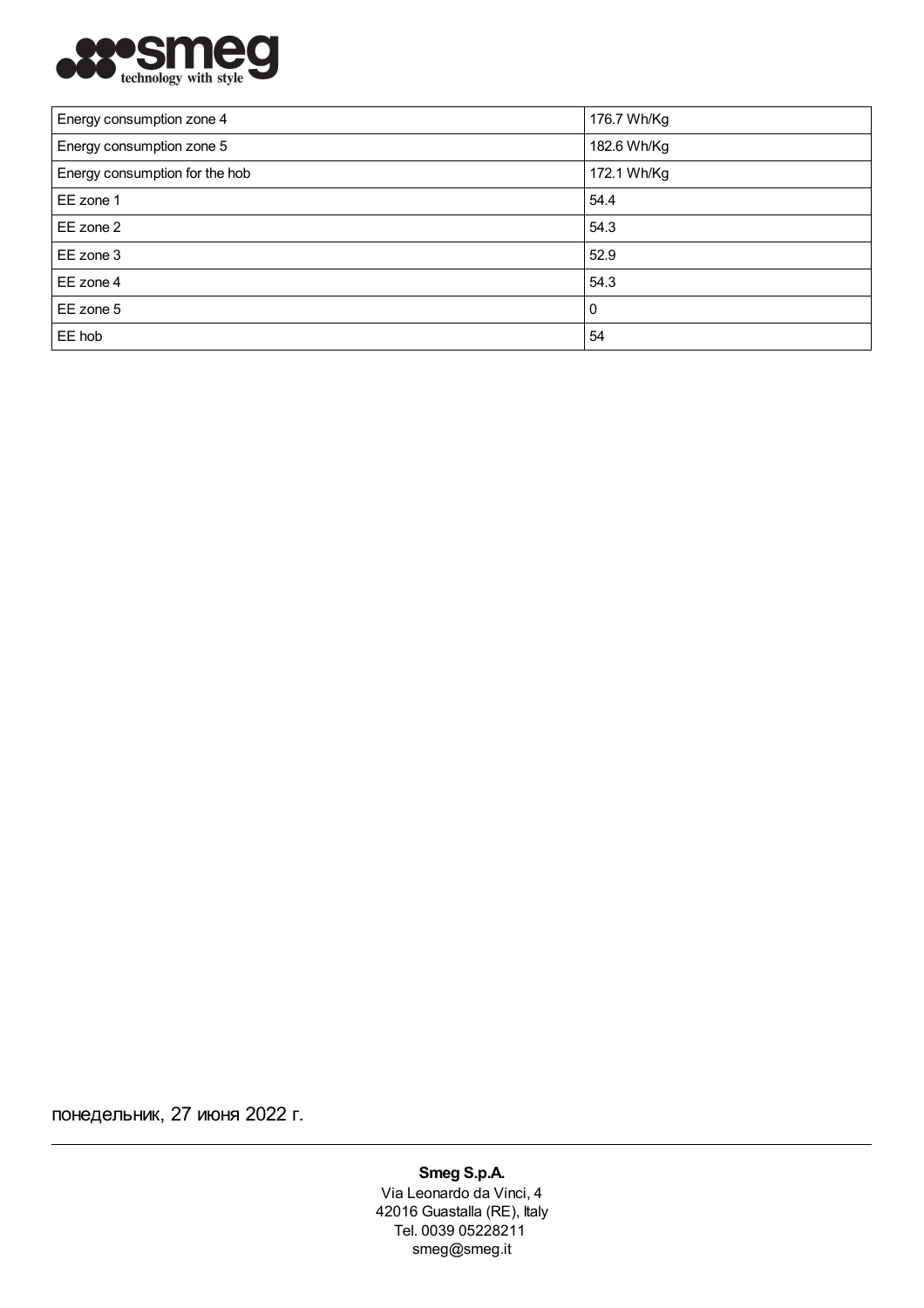| | |
|---|---|
| Energy consumption zone 4 | 176.7 Wh/Kg |
| Energy consumption zone 5 | 182.6 Wh/Kg |
| Energy consumption for the hob | 172.1 Wh/Kg |
| EE zone 1 | 54.4 |
| EE zone 2 | 54.3 |
| EE zone 3 | 52.9 |
| EE zone 4 | 54.3 |
| EE zone 5 | 0 |
| EE hob | 54 |

понедельник, 27 июня 2022 г.

**Smeg S.p.A.**
Via Leonardo da Vinci, 4
42016 Guastalla (RE), Italy
Tel. 0039 05228211
smeg@smeg.it